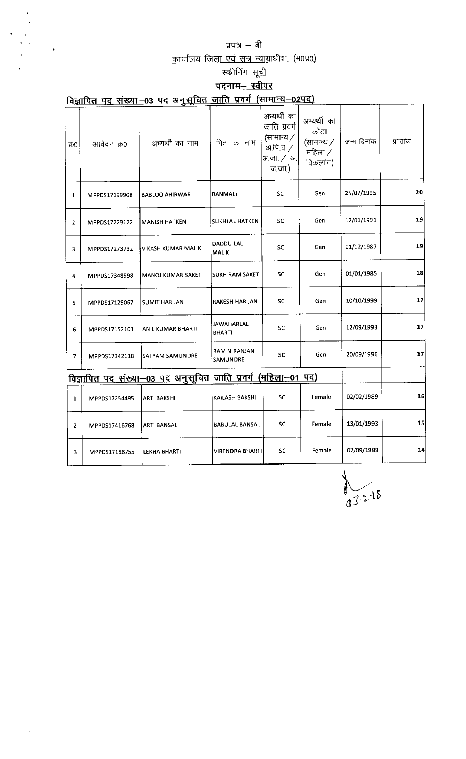## प्रपत्र – बी

## कार्यालय जिला एवं सत्र न्यायाधीश, (म0प्र0)

## स्क्रीनिंग सूची

## पदनाम– स्वीपर

### विज्ञापित पद संख्या–03 पद अनुसूचित जाति प्रवर्ग (सामान्य–02पद)

| क्र0 | आवेदन क्र0 | अभ्यर्थी का नाम | पिता का नाम | अभ्यर्थी का जाति प्रवर्ग (सामान्य / अ.पि.व. / अ.जा. / अ.ज.जा.) | अभ्यर्थी का कोटा (सामान्य / महिला / विकलांग) | जन्म दिनांक | प्राप्तांक |
|---|---|---|---|---|---|---|---|
| 1 | MPPDS17199908 | BABLOO AHIRWAR | BANMALI | SC | Gen | 25/07/1995 | 20 |
| 2 | MPPDS17229122 | MANISH HATKEN | SUKHLAL HATKEN | SC | Gen | 12/01/1991 | 19 |
| 3 | MPPDS17273732 | VIKASH KUMAR MALIK | DADDU LAL MALIK | SC | Gen | 01/12/1987 | 19 |
| 4 | MPPDS17348998 | MANOJ KUMAR SAKET | SUKH RAM SAKET | SC | Gen | 01/01/1985 | 18 |
| 5 | MPPDS17129067 | SUMIT HARIJAN | RAKESH HARIJAN | SC | Gen | 10/10/1999 | 17 |
| 6 | MPPDS17152101 | ANIL KUMAR BHARTI | JAWAHARLAL BHARTI | SC | Gen | 12/09/1993 | 17 |
| 7 | MPPDS17342118 | SATYAM SAMUNDRE | RAM NIRANJAN SAMUNDRE | SC | Gen | 20/09/1996 | 17 |

### विज्ञापित पद संख्या–03 पद अनुसूचित जाति प्रवर्ग (महिला–01 पद)

| क्र0 | आवेदन क्र0 | अभ्यर्थी का नाम | पिता का नाम | अभ्यर्थी का जाति प्रवर्ग | अभ्यर्थी का कोटा | जन्म दिनांक | प्राप्तांक |
|---|---|---|---|---|---|---|---|
| 1 | MPPDS17254495 | ARTI BAKSHI | KAILASH BAKSHI | SC | Female | 02/02/1989 | 16 |
| 2 | MPPDS17416768 | ARTI BANSAL | BABULAL BANSAL | SC | Female | 13/01/1993 | 15 |
| 3 | MPPDS17188755 | LEKHA BHARTI | VIRENDRA BHARTI | SC | Female | 07/09/1989 | 14 |

03.2.18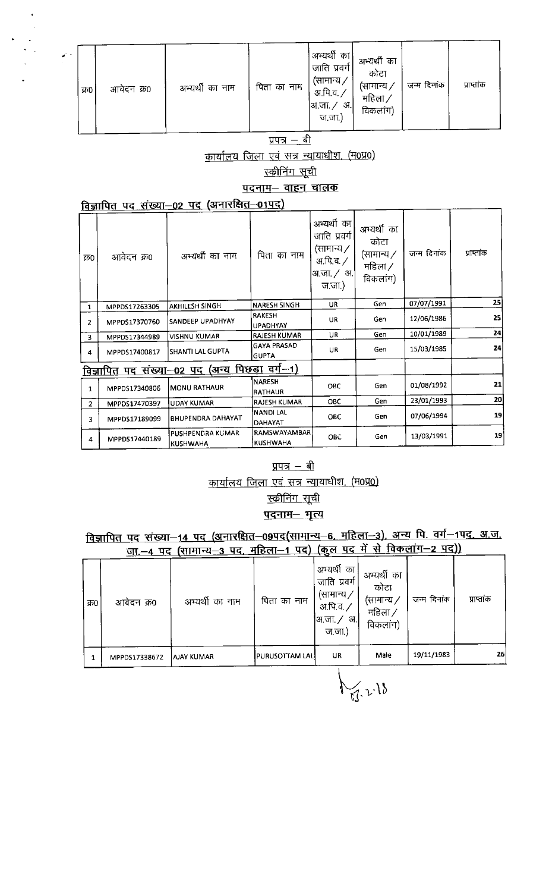| क्र0 | आवेदन क्र0 | अभ्यर्थी का नाम | पिता का नाम | अभ्यर्थी का जाति प्रवर्ग (सामान्य / अ.पि.व. / अ.जा. / अ.ज.जा.) | अभ्यर्थी का कोटा (सामान्य / महिला / विकलांग) | जन्म दिनांक | प्राप्तांक |
|---|---|---|---|---|---|---|---|

प्रपत्र – बी

कार्यालय जिला एवं सत्र न्यायाधीश, (म0प्र0)

स्कीनिंग सूची

**पदनाम– वाहन चालक**

**विज्ञापित पद संख्या–02 पद (अनारक्षित–01पद)**

| क्र0 | आवेदन क्र0 | अभ्यर्थी का नाम | पिता का नाम | अभ्यर्थी का जाति प्रवर्ग (सामान्य / अ.पि.व. / अ.जा. / अ.ज.जा.) | अभ्यर्थी का कोटा (सामान्य / महिला / विकलांग) | जन्म दिनांक | प्राप्तांक |
|---|---|---|---|---|---|---|---|
| 1 | MPPDS17263305 | AKHILESH SINGH | NARESH SINGH | UR | Gen | 07/07/1991 | 25 |
| 2 | MPPDS17370760 | SANDEEP UPADHYAY | RAKESH UPADHYAY | UR | Gen | 12/06/1986 | 25 |
| 3 | MPPDS17344989 | VISHNU KUMAR | RAJESH KUMAR | UR | Gen | 10/01/1989 | 24 |
| 4 | MPPDS17400817 | SHANTI LAL GUPTA | GAYA PRASAD GUPTA | UR | Gen | 15/03/1985 | 24 |
| **विज्ञापित पद संख्या–02 पद (अन्य पिछड़ा वर्ग–1)** | | | | | | | |
| 1 | MPPDS17340806 | MONU RATHAUR | NARESH RATHAUR | OBC | Gen | 01/08/1992 | 21 |
| 2 | MPPDS17470397 | UDAY KUMAR | RAJESH KUMAR | OBC | Gen | 23/01/1993 | 20 |
| 3 | MPPDS17189099 | BHUPENDRA DAHAYAT | NANDI LAL DAHAYAT | OBC | Gen | 07/06/1994 | 19 |
| 4 | MPPDS17440189 | PUSHPENDRA KUMAR KUSHWAHA | RAMSWAYAMBAR KUSHWAHA | OBC | Gen | 13/03/1991 | 19 |

प्रपत्र – बी

कार्यालय जिला एवं सत्र न्यायाधीश, (म0प्र0)

स्कीनिंग सूची

**पदनाम– भृत्य**

**विज्ञापित पद संख्या–14 पद (अनारक्षित–09पद(सामान्य–6, महिला–3), अन्य पि. वर्ग–1पद, अ.ज. जा.–4 पद (सामान्य–3 पद, महिला–1 पद) (कुल पद में से विकलांग–2 पद))**

| क्र0 | आवेदन क्र0 | अभ्यर्थी का नाम | पिता का नाम | अभ्यर्थी का जाति प्रवर्ग (सामान्य / अ.पि.व. / अ.जा. / अ.ज.जा.) | अभ्यर्थी का कोटा (सामान्य / महिला / विकलांग) | जन्म दिनांक | प्राप्तांक |
|---|---|---|---|---|---|---|---|
| 1 | MPPDS17338672 | AJAY KUMAR | PURUSOTTAM LAL | UR | Male | 19/11/1983 | 26 |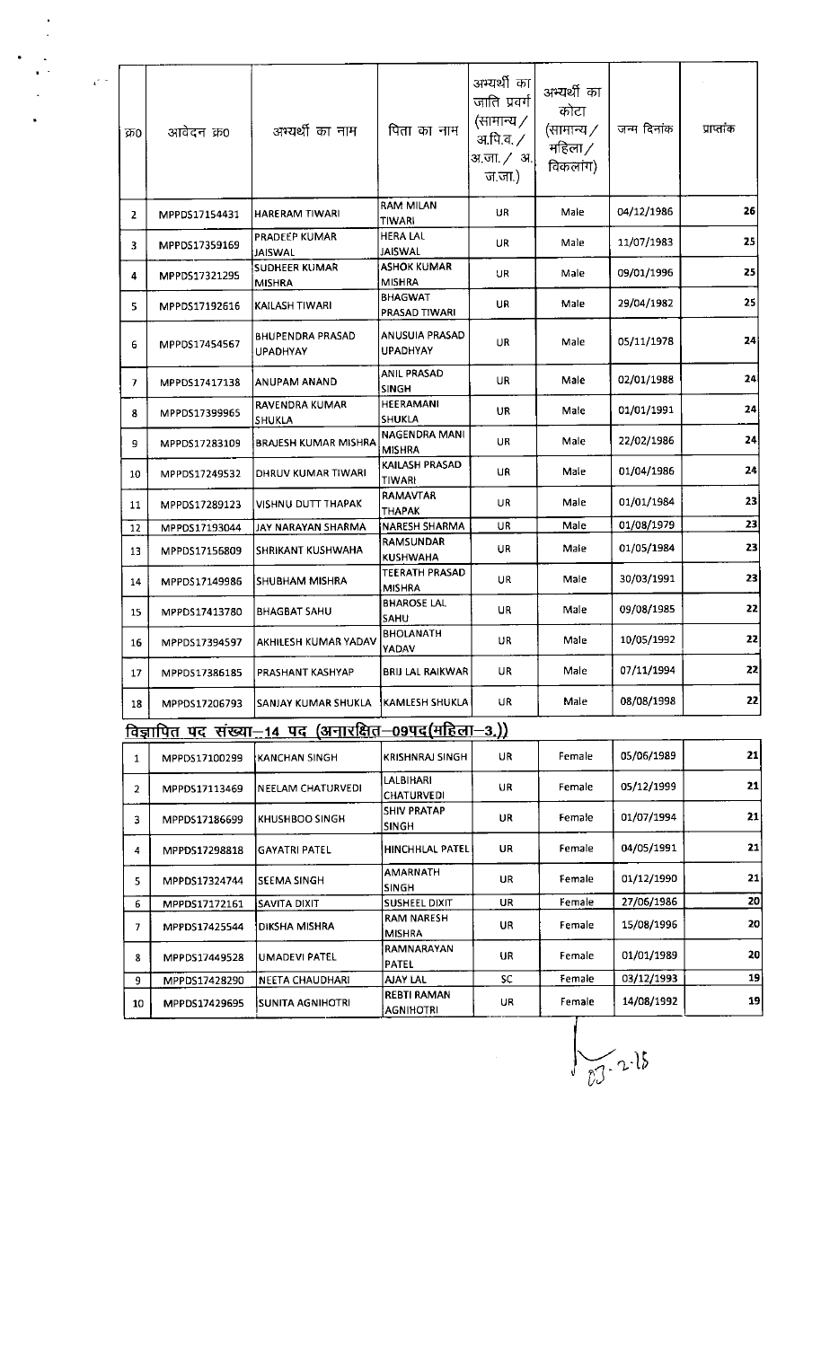| क्र0 | आवेदन क्र0 | अभ्यर्थी का नाम | पिता का नाम | अभ्यर्थी का जाति प्रवर्ग (सामान्य / अ.पि.व. / अ.जा. / अ.ज.जा.) | अभ्यर्थी का कोटा (सामान्य / महिला / विकलांग) | जन्म दिनांक | प्राप्तांक |
|---|---|---|---|---|---|---|---|
| 2 | MPPDS17154431 | HARERAM TIWARI | RAM MILAN TIWARI | UR | Male | 04/12/1986 | 26 |
| 3 | MPPDS17359169 | PRADEEP KUMAR JAISWAL | HERA LAL JAISWAL | UR | Male | 11/07/1983 | 25 |
| 4 | MPPDS17321295 | SUDHEER KUMAR MISHRA | ASHOK KUMAR MISHRA | UR | Male | 09/01/1996 | 25 |
| 5 | MPPDS17192616 | KAILASH TIWARI | BHAGWAT PRASAD TIWARI | UR | Male | 29/04/1982 | 25 |
| 6 | MPPDS17454567 | BHUPENDRA PRASAD UPADHYAY | ANUSUIA PRASAD UPADHYAY | UR | Male | 05/11/1978 | 24 |
| 7 | MPPDS17417138 | ANUPAM ANAND | ANIL PRASAD SINGH | UR | Male | 02/01/1988 | 24 |
| 8 | MPPDS17399965 | RAVENDRA KUMAR SHUKLA | HEERAMANI SHUKLA | UR | Male | 01/01/1991 | 24 |
| 9 | MPPDS17283109 | BRAJESH KUMAR MISHRA | NAGENDRA MANI MISHRA | UR | Male | 22/02/1986 | 24 |
| 10 | MPPDS17249532 | DHRUV KUMAR TIWARI | KAILASH PRASAD TIWARI | UR | Male | 01/04/1986 | 24 |
| 11 | MPPDS17289123 | VISHNU DUTT THAPAK | RAMAVTAR THAPAK | UR | Male | 01/01/1984 | 23 |
| 12 | MPPDS17193044 | JAY NARAYAN SHARMA | NARESH SHARMA | UR | Male | 01/08/1979 | 23 |
| 13 | MPPDS17156809 | SHRIKANT KUSHWAHA | RAMSUNDAR KUSHWAHA | UR | Male | 01/05/1984 | 23 |
| 14 | MPPDS17149986 | SHUBHAM MISHRA | TEERATH PRASAD MISHRA | UR | Male | 30/03/1991 | 23 |
| 15 | MPPDS17413780 | BHAGBAT SAHU | BHAROSE LAL SAHU | UR | Male | 09/08/1985 | 22 |
| 16 | MPPDS17394597 | AKHILESH KUMAR YADAV | BHOLANATH YADAV | UR | Male | 10/05/1992 | 22 |
| 17 | MPPDS17386185 | PRASHANT KASHYAP | BRIJ LAL RAIKWAR | UR | Male | 07/11/1994 | 22 |
| 18 | MPPDS17206793 | SANJAY KUMAR SHUKLA | KAMLESH SHUKLA | UR | Male | 08/08/1998 | 22 |

**विज्ञापित पद संख्या–14 पद (अनारक्षित–09पद(महिला–3,))**

| क्र0 | आवेदन क्र0 | अभ्यर्थी का नाम | पिता का नाम | अभ्यर्थी का जाति प्रवर्ग | अभ्यर्थी का कोटा | जन्म दिनांक | प्राप्तांक |
|---|---|---|---|---|---|---|---|
| 1 | MPPDS17100299 | KANCHAN SINGH | KRISHNRAJ SINGH | UR | Female | 05/06/1989 | 21 |
| 2 | MPPDS17113469 | NEELAM CHATURVEDI | LALBIHARI CHATURVEDI | UR | Female | 05/12/1999 | 21 |
| 3 | MPPDS17186699 | KHUSHBOO SINGH | SHIV PRATAP SINGH | UR | Female | 01/07/1994 | 21 |
| 4 | MPPDS17298818 | GAYATRI PATEL | HINCHHLAL PATEL | UR | Female | 04/05/1991 | 21 |
| 5 | MPPDS17324744 | SEEMA SINGH | AMARNATH SINGH | UR | Female | 01/12/1990 | 21 |
| 6 | MPPDS17172161 | SAVITA DIXIT | SUSHEEL DIXIT | UR | Female | 27/06/1986 | 20 |
| 7 | MPPDS17425544 | DIKSHA MISHRA | RAM NARESH MISHRA | UR | Female | 15/08/1996 | 20 |
| 8 | MPPDS17449528 | UMADEVI PATEL | RAMNARAYAN PATEL | UR | Female | 01/01/1989 | 20 |
| 9 | MPPDS17428290 | NEETA CHAUDHARI | AJAY LAL | SC | Female | 03/12/1993 | 19 |
| 10 | MPPDS17429695 | SUNITA AGNIHOTRI | REBTI RAMAN AGNIHOTRI | UR | Female | 14/08/1992 | 19 |

03.2.15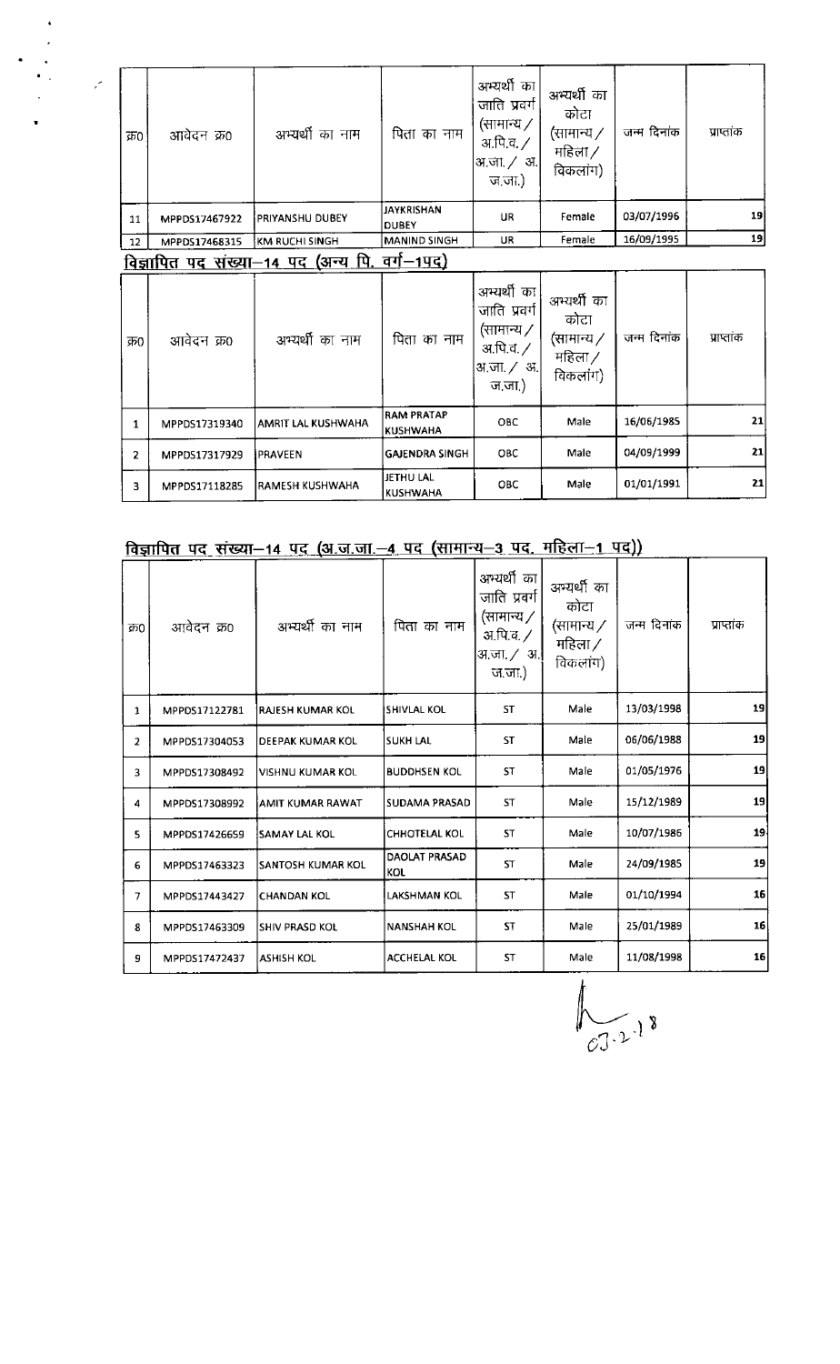| क्र0 | आवेदन क्र0 | अभ्यर्थी का नाम | पिता का नाम | अभ्यर्थी का जाति प्रवर्ग (सामान्य / अ.पि.व. / अ.जा. / अ.ज.जा.) | अभ्यर्थी का कोटा (सामान्य / महिला / विकलांग) | जन्म दिनांक | प्राप्तांक |
|---|---|---|---|---|---|---|---|
| 11 | MPPDS17467922 | PRIYANSHU DUBEY | JAYKRISHAN DUBEY | UR | Female | 03/07/1996 | 19 |
| 12 | MPPDS17468315 | KM RUCHI SINGH | MANIND SINGH | UR | Female | 16/09/1995 | 19 |

## विज्ञापित पद संख्या–14 पद (अन्य पि. वर्ग–1पद)

| क्र0 | आवेदन क्र0 | अभ्यर्थी का नाम | पिता का नाम | अभ्यर्थी का जाति प्रवर्ग (सामान्य / अ.पि.व. / अ.जा. / अ.ज.जा.) | अभ्यर्थी का कोटा (सामान्य / महिला / विकलांग) | जन्म दिनांक | प्राप्तांक |
|---|---|---|---|---|---|---|---|
| 1 | MPPDS17319340 | AMRIT LAL KUSHWAHA | RAM PRATAP KUSHWAHA | OBC | Male | 16/06/1985 | 21 |
| 2 | MPPDS17317929 | PRAVEEN | GAJENDRA SINGH | OBC | Male | 04/09/1999 | 21 |
| 3 | MPPDS17118285 | RAMESH KUSHWAHA | JETHU LAL KUSHWAHA | OBC | Male | 01/01/1991 | 21 |

## विज्ञापित पद संख्या–14 पद (अ.ज.जा.–4 पद (सामान्य–3 पद, महिला–1 पद))

| क्र0 | आवेदन क्र0 | अभ्यर्थी का नाम | पिता का नाम | अभ्यर्थी का जाति प्रवर्ग (सामान्य / अ.पि.व. / अ.जा. / अ.ज.जा.) | अभ्यर्थी का कोटा (सामान्य / महिला / विकलांग) | जन्म दिनांक | प्राप्तांक |
|---|---|---|---|---|---|---|---|
| 1 | MPPDS17122781 | RAJESH KUMAR KOL | SHIVLAL KOL | ST | Male | 13/03/1998 | 19 |
| 2 | MPPDS17304053 | DEEPAK KUMAR KOL | SUKH LAL | ST | Male | 06/06/1988 | 19 |
| 3 | MPPDS17308492 | VISHNU KUMAR KOL | BUDDHSEN KOL | ST | Male | 01/05/1976 | 19 |
| 4 | MPPDS17308992 | AMIT KUMAR RAWAT | SUDAMA PRASAD | ST | Male | 15/12/1989 | 19 |
| 5 | MPPDS17426659 | SAMAY LAL KOL | CHHOTELAL KOL | ST | Male | 10/07/1986 | 19 |
| 6 | MPPDS17463323 | SANTOSH KUMAR KOL | DAOLAT PRASAD KOL | ST | Male | 24/09/1985 | 19 |
| 7 | MPPDS17443427 | CHANDAN KOL | LAKSHMAN KOL | ST | Male | 01/10/1994 | 16 |
| 8 | MPPDS17463309 | SHIV PRASD KOL | NANSHAH KOL | ST | Male | 25/01/1989 | 16 |
| 9 | MPPDS17472437 | ASHISH KOL | ACCHELAL KOL | ST | Male | 11/08/1998 | 16 |

03.2.18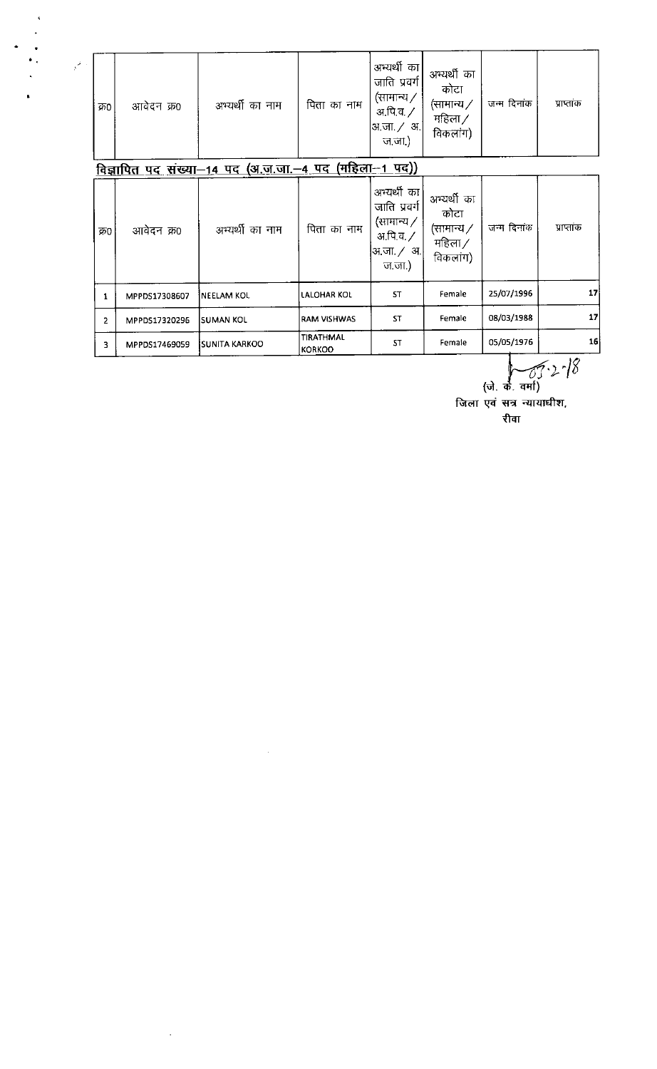| क्र0 | आवेदन क्र0 | अभ्यर्थी का नाम | पिता का नाम | अभ्यर्थी का जाति प्रवर्ग (सामान्य / अ.पि.व. / अ.जा. / अ.ज.जा.) | अभ्यर्थी का कोटा (सामान्य / महिला / विकलांग) | जन्म दिनांक | प्राप्तांक |
|---|---|---|---|---|---|---|---|

**विज्ञापित पद संख्या–14 पद (अ.ज.जा.–4 पद (महिला–1 पद))**

| क्र0 | आवेदन क्र0 | अभ्यर्थी का नाम | पिता का नाम | अभ्यर्थी का जाति प्रवर्ग (सामान्य / अ.पि.व. / अ.जा. / अ.ज.जा.) | अभ्यर्थी का कोटा (सामान्य / महिला / विकलांग) | जन्म दिनांक | प्राप्तांक |
|---|---|---|---|---|---|---|---|
| 1 | MPPDS17308607 | NEELAM KOL | LALOHAR KOL | ST | Female | 25/07/1996 | 17 |
| 2 | MPPDS17320296 | SUMAN KOL | RAM VISHWAS | ST | Female | 08/03/1988 | 17 |
| 3 | MPPDS17469059 | SUNITA KARKOO | TIRATHMAL KORKOO | ST | Female | 05/05/1976 | 16 |

03.2.18

(जे. के. वर्मा)
जिला एवं सत्र न्यायाधीश,
रीवा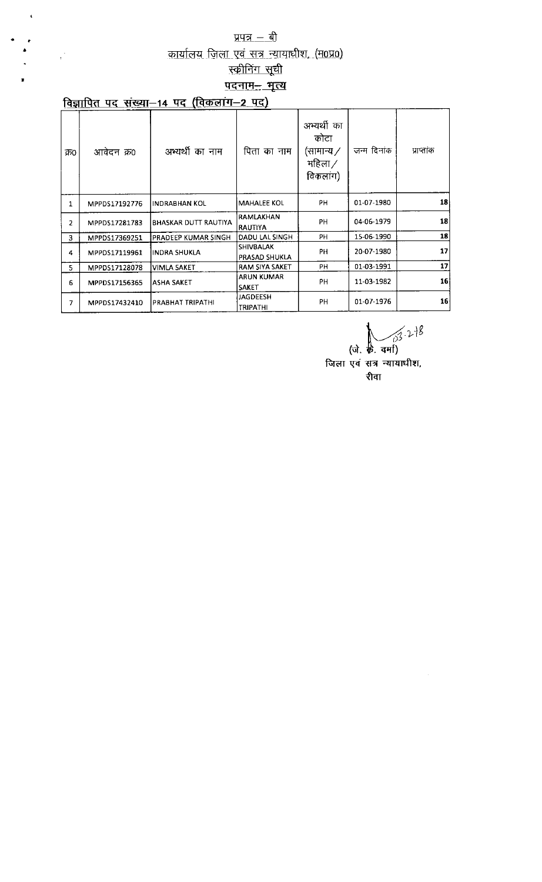<u>प्रपत्र – बी</u>

<u>कार्यालय जिला एवं सत्र न्यायाधीश, (म0प्र0)</u>

<u>स्क्रीनिंग सूची</u>

**<u>पदनाम– भृत्य</u>**

**<u>विज्ञापित पद संख्या–14 पद (विकलांग–2 पद)</u>**

| क्र0 | आवेदन क्र0 | अभ्यर्थी का नाम | पिता का नाम | अभ्यर्थी का कोटा (सामान्य / महिला / विकलांग) | जन्म दिनांक | प्राप्तांक |
|---|---|---|---|---|---|---|
| 1 | MPPDS17192776 | INDRABHAN KOL | MAHALEE KOL | PH | 01-07-1980 | 18 |
| 2 | MPPDS17281783 | BHASKAR DUTT RAUTIYA | RAMLAKHAN RAUTIYA | PH | 04-06-1979 | 18 |
| 3 | MPPDS17369251 | PRADEEP KUMAR SINGH | DADU LAL SINGH | PH | 15-06-1990 | 18 |
| 4 | MPPDS17119961 | INDRA SHUKLA | SHIVBALAK PRASAD SHUKLA | PH | 20-07-1980 | 17 |
| 5 | MPPDS17128078 | VIMLA SAKET | RAM SIYA SAKET | PH | 01-03-1991 | 17 |
| 6 | MPPDS17156365 | ASHA SAKET | ARUN KUMAR SAKET | PH | 11-03-1982 | 16 |
| 7 | MPPDS17432410 | PRABHAT TRIPATHI | JAGDEESH TRIPATHI | PH | 01-07-1976 | 16 |

03-2-18

(जे. के. वर्मा)

जिला एवं सत्र न्यायाधीश,

रीवा